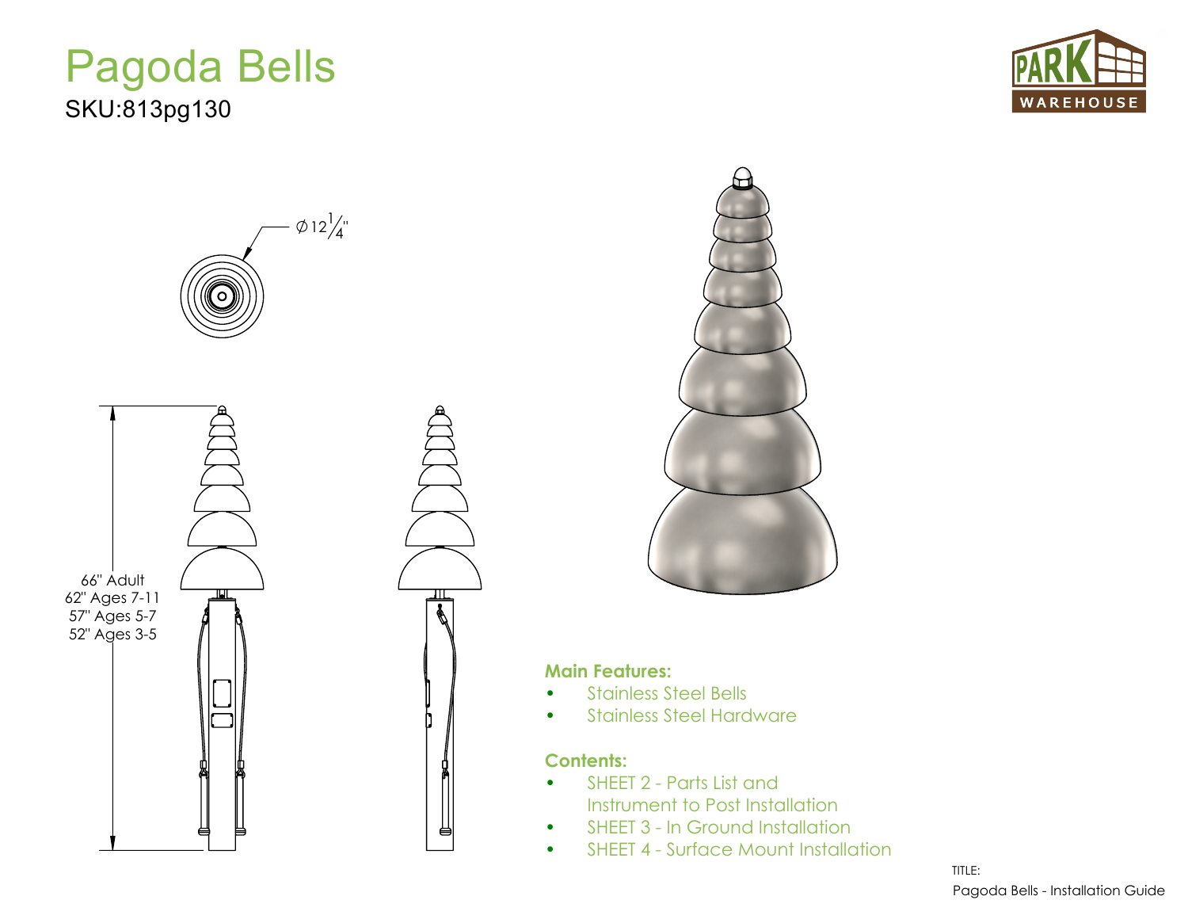# Pagoda Bells

SKU:813pg130

PARK WAREHOUSE

$\varnothing 12\frac{1}{4}$"

66" Adult
62" Ages 7-11
57" Ages 5-7
52" Ages 3-5

**Main Features:**

- Stainless Steel Bells
- Stainless Steel Hardware

**Contents:**

- SHEET 2 - Parts List and Instrument to Post Installation
- SHEET 3 - In Ground Installation
- SHEET 4 - Surface Mount Installation

TITLE:
Pagoda Bells - Installation Guide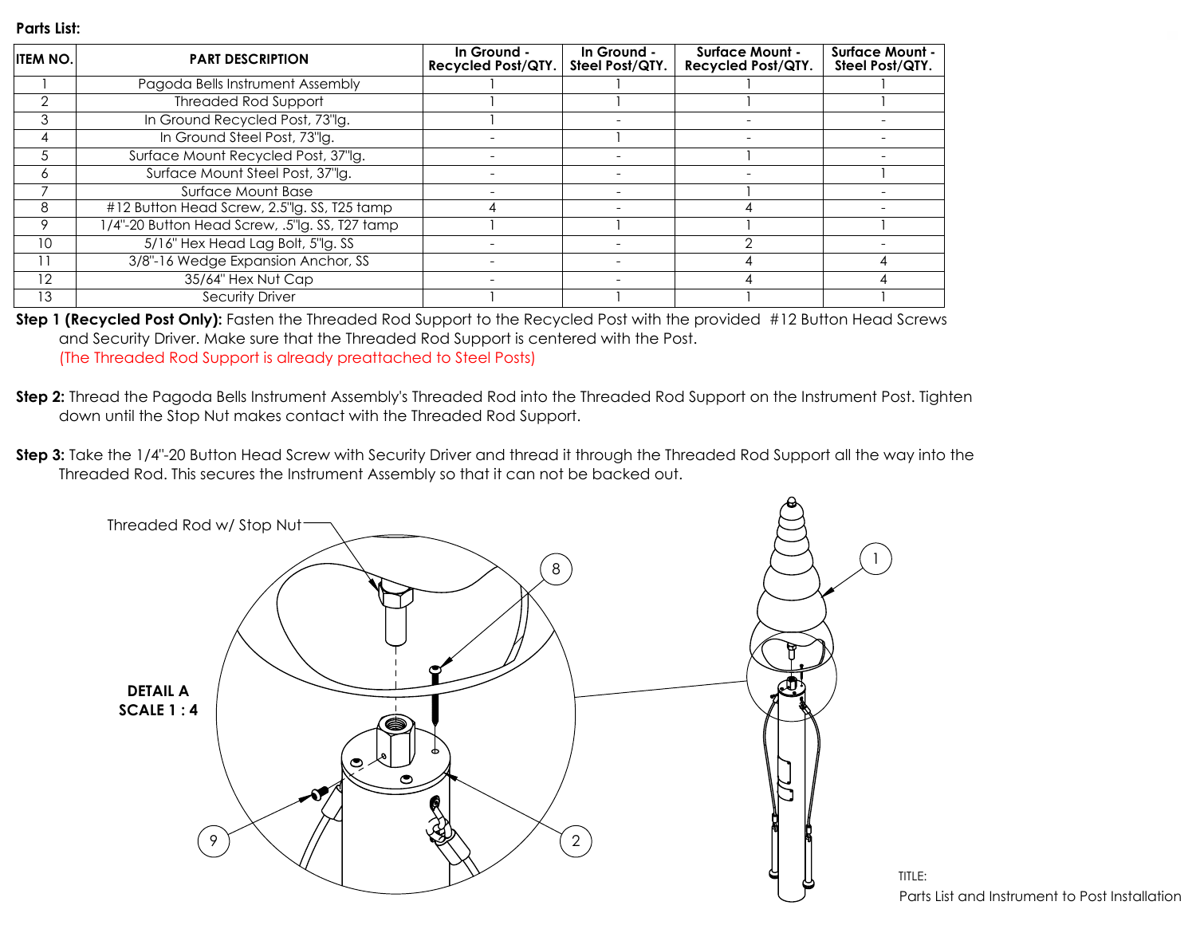**Parts List:**

| ITEM NO. | PART DESCRIPTION | In Ground - Recycled Post/QTY. | In Ground - Steel Post/QTY. | Surface Mount - Recycled Post/QTY. | Surface Mount - Steel Post/QTY. |
|---|---|---|---|---|---|
| 1 | Pagoda Bells Instrument Assembly | 1 | 1 | 1 | 1 |
| 2 | Threaded Rod Support | 1 | 1 | 1 | 1 |
| 3 | In Ground Recycled Post, 73"lg. | 1 | - | - | - |
| 4 | In Ground Steel Post, 73"lg. | - | 1 | - | - |
| 5 | Surface Mount Recycled Post, 37"lg. | - | - | 1 | - |
| 6 | Surface Mount Steel Post, 37"lg. | - | - | - | 1 |
| 7 | Surface Mount Base | - | - | 1 | - |
| 8 | #12 Button Head Screw, 2.5"lg. SS, T25 tamp | 4 | - | 4 | - |
| 9 | 1/4"-20 Button Head Screw, .5"lg. SS, T27 tamp | 1 | 1 | 1 | 1 |
| 10 | 5/16" Hex Head Lag Bolt, 5"lg. SS | - | - | 2 | - |
| 11 | 3/8"-16 Wedge Expansion Anchor, SS | - | - | 4 | 4 |
| 12 | 35/64" Hex Nut Cap | - | - | 4 | 4 |
| 13 | Security Driver | 1 | 1 | 1 | 1 |

**Step 1 (Recycled Post Only):** Fasten the Threaded Rod Support to the Recycled Post with the provided #12 Button Head Screws and Security Driver. Make sure that the Threaded Rod Support is centered with the Post.
(The Threaded Rod Support is already preattached to Steel Posts)

**Step 2:** Thread the Pagoda Bells Instrument Assembly's Threaded Rod into the Threaded Rod Support on the Instrument Post. Tighten down until the Stop Nut makes contact with the Threaded Rod Support.

**Step 3:** Take the 1/4"-20 Button Head Screw with Security Driver and thread it through the Threaded Rod Support all the way into the Threaded Rod. This secures the Instrument Assembly so that it can not be backed out.

Threaded Rod w/ Stop Nut

**DETAIL A**
**SCALE 1 : 4**

8

9

2

1

TITLE:
Parts List and Instrument to Post Installation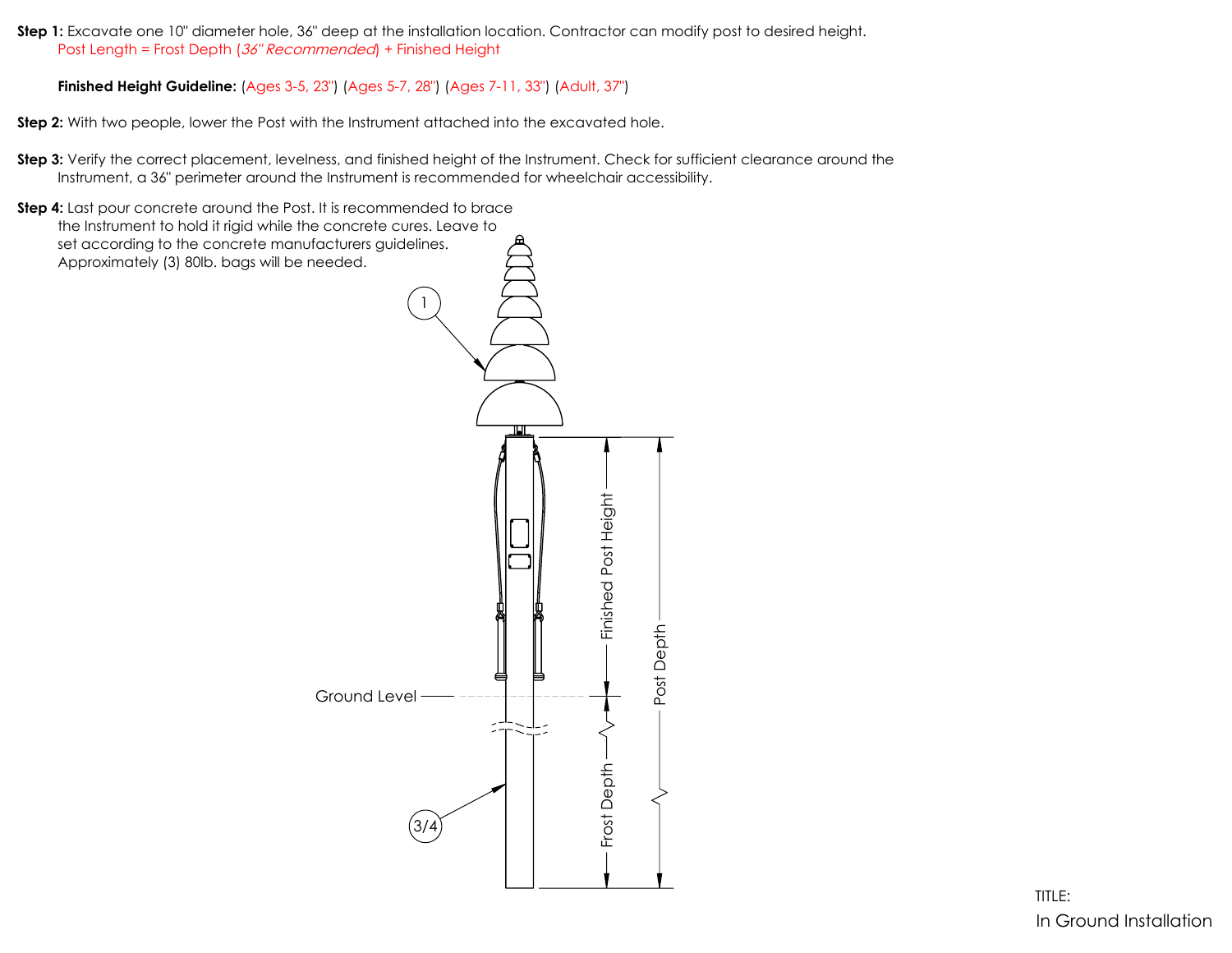**Step 1:** Excavate one 10" diameter hole, 36" deep at the installation location. Contractor can modify post to desired height.
Post Length = Frost Depth (*36" Recommended*) + Finished Height

**Finished Height Guideline:** (Ages 3-5, 23") (Ages 5-7, 28") (Ages 7-11, 33") (Adult, 37")

**Step 2:** With two people, lower the Post with the Instrument attached into the excavated hole.

**Step 3:** Verify the correct placement, levelness, and finished height of the Instrument. Check for sufficient clearance around the Instrument, a 36" perimeter around the Instrument is recommended for wheelchair accessibility.

**Step 4:** Last pour concrete around the Post. It is recommended to brace the Instrument to hold it rigid while the concrete cures. Leave to set according to the concrete manufacturers guidelines. Approximately (3) 80lb. bags will be needed.

1

Finished Post Height

Post Depth

Ground Level

Frost Depth

3/4

TITLE:
In Ground Installation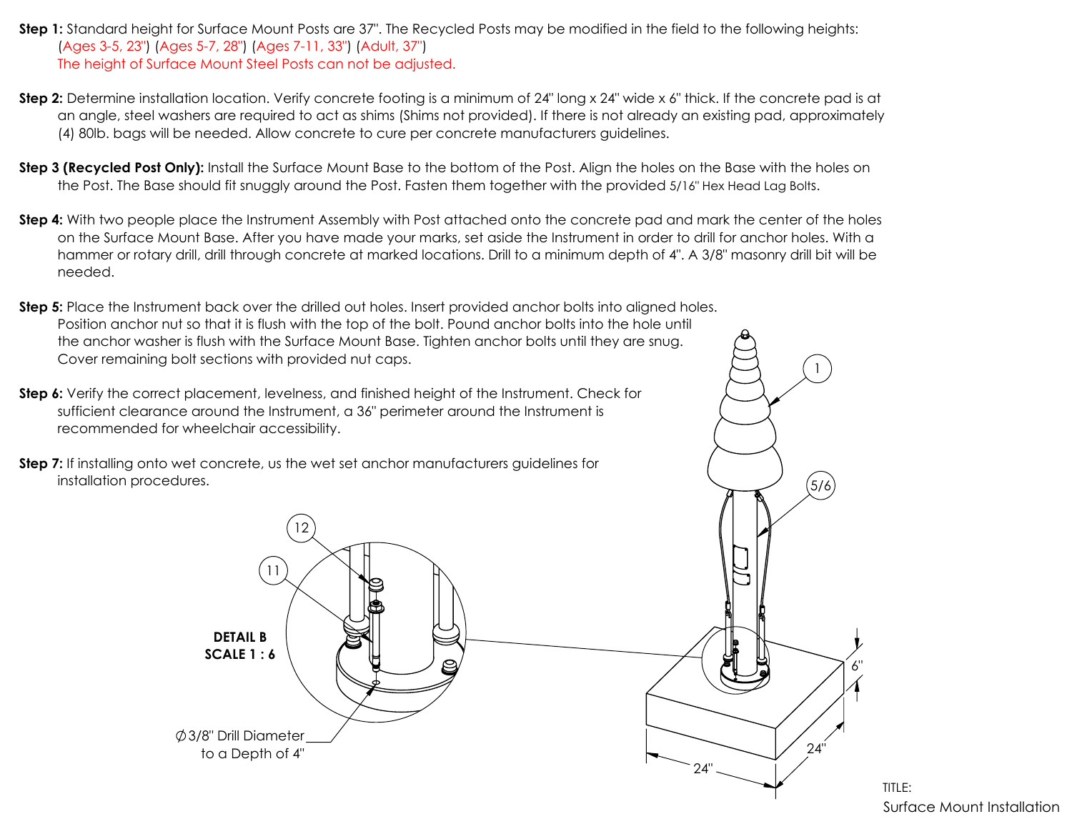**Step 1:** Standard height for Surface Mount Posts are 37". The Recycled Posts may be modified in the field to the following heights: (Ages 3-5, 23") (Ages 5-7, 28") (Ages 7-11, 33") (Adult, 37")
The height of Surface Mount Steel Posts can not be adjusted.

**Step 2:** Determine installation location. Verify concrete footing is a minimum of 24" long x 24" wide x 6" thick. If the concrete pad is at an angle, steel washers are required to act as shims (Shims not provided). If there is not already an existing pad, approximately (4) 80lb. bags will be needed. Allow concrete to cure per concrete manufacturers guidelines.

**Step 3 (Recycled Post Only):** Install the Surface Mount Base to the bottom of the Post. Align the holes on the Base with the holes on the Post. The Base should fit snuggly around the Post. Fasten them together with the provided 5/16" Hex Head Lag Bolts.

**Step 4:** With two people place the Instrument Assembly with Post attached onto the concrete pad and mark the center of the holes on the Surface Mount Base. After you have made your marks, set aside the Instrument in order to drill for anchor holes. With a hammer or rotary drill, drill through concrete at marked locations. Drill to a minimum depth of 4". A 3/8" masonry drill bit will be needed.

**Step 5:** Place the Instrument back over the drilled out holes. Insert provided anchor bolts into aligned holes. Position anchor nut so that it is flush with the top of the bolt. Pound anchor bolts into the hole until the anchor washer is flush with the Surface Mount Base. Tighten anchor bolts until they are snug. Cover remaining bolt sections with provided nut caps.

**Step 6:** Verify the correct placement, levelness, and finished height of the Instrument. Check for sufficient clearance around the Instrument, a 36" perimeter around the Instrument is recommended for wheelchair accessibility.

**Step 7:** If installing onto wet concrete, us the wet set anchor manufacturers guidelines for installation procedures.

12

11

**DETAIL B**
**SCALE 1 : 6**

∅3/8" Drill Diameter
to a Depth of 4"

1

5/6

6"

24"

24"

TITLE:
Surface Mount Installation